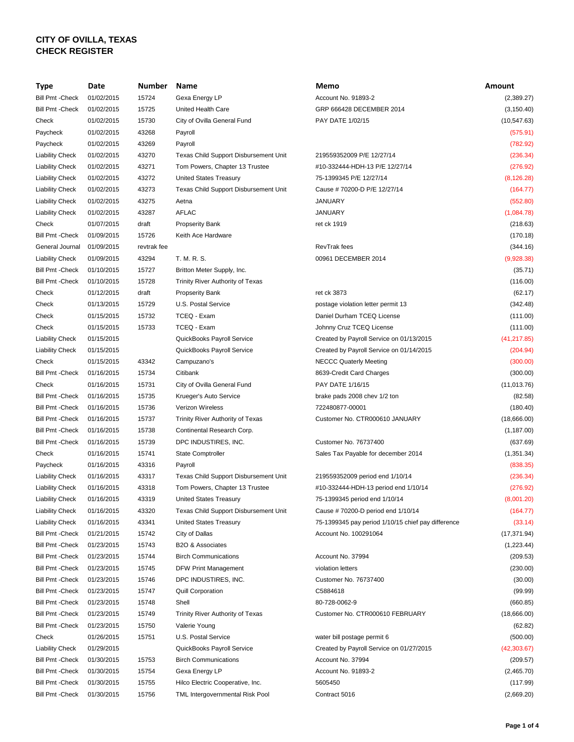# CITY OF OVILLA, TEXAS
# CHECK REGISTER

| Type | Date | Number | Name | Memo | Amount |
|---|---|---|---|---|---|
| Bill Pmt -Check | 01/02/2015 | 15724 | Gexa Energy LP | Account No. 91893-2 | (2,389.27) |
| Bill Pmt -Check | 01/02/2015 | 15725 | United Health Care | GRP 666428 DECEMBER 2014 | (3,150.40) |
| Check | 01/02/2015 | 15730 | City of Ovilla General Fund | PAY DATE 1/02/15 | (10,547.63) |
| Paycheck | 01/02/2015 | 43268 | Payroll | | (575.91) |
| Paycheck | 01/02/2015 | 43269 | Payroll | | (782.92) |
| Liability Check | 01/02/2015 | 43270 | Texas Child Support Disbursement Unit | 219559352009 P/E 12/27/14 | (236.34) |
| Liability Check | 01/02/2015 | 43271 | Tom Powers, Chapter 13 Trustee | #10-332444-HDH-13 P/E 12/27/14 | (276.92) |
| Liability Check | 01/02/2015 | 43272 | United States Treasury | 75-1399345 P/E 12/27/14 | (8,126.28) |
| Liability Check | 01/02/2015 | 43273 | Texas Child Support Disbursement Unit | Cause # 70200-D P/E 12/27/14 | (164.77) |
| Liability Check | 01/02/2015 | 43275 | Aetna | JANUARY | (552.80) |
| Liability Check | 01/02/2015 | 43287 | AFLAC | JANUARY | (1,084.78) |
| Check | 01/07/2015 | draft | Propserity Bank | ret ck 1919 | (218.63) |
| Bill Pmt -Check | 01/09/2015 | 15726 | Keith Ace Hardware | | (170.18) |
| General Journal | 01/09/2015 | revtrak fee | | RevTrak fees | (344.16) |
| Liability Check | 01/09/2015 | 43294 | T. M. R. S. | 00961 DECEMBER 2014 | (9,928.38) |
| Bill Pmt -Check | 01/10/2015 | 15727 | Britton Meter Supply, Inc. | | (35.71) |
| Bill Pmt -Check | 01/10/2015 | 15728 | Trinity River Authority of Texas | | (116.00) |
| Check | 01/12/2015 | draft | Propserity Bank | ret ck 3873 | (62.17) |
| Check | 01/13/2015 | 15729 | U.S. Postal Service | postage violation letter permit 13 | (342.48) |
| Check | 01/15/2015 | 15732 | TCEQ - Exam | Daniel Durham TCEQ License | (111.00) |
| Check | 01/15/2015 | 15733 | TCEQ - Exam | Johnny Cruz TCEQ License | (111.00) |
| Liability Check | 01/15/2015 | | QuickBooks Payroll Service | Created by Payroll Service on 01/13/2015 | (41,217.85) |
| Liability Check | 01/15/2015 | | QuickBooks Payroll Service | Created by Payroll Service on 01/14/2015 | (204.94) |
| Check | 01/15/2015 | 43342 | Campuzano's | NECCC Quaterly Meeting | (300.00) |
| Bill Pmt -Check | 01/16/2015 | 15734 | Citibank | 8639-Credit Card Charges | (300.00) |
| Check | 01/16/2015 | 15731 | City of Ovilla General Fund | PAY DATE 1/16/15 | (11,013.76) |
| Bill Pmt -Check | 01/16/2015 | 15735 | Krueger's Auto Service | brake pads 2008 chev 1/2 ton | (82.58) |
| Bill Pmt -Check | 01/16/2015 | 15736 | Verizon Wireless | 722480877-00001 | (180.40) |
| Bill Pmt -Check | 01/16/2015 | 15737 | Trinity River Authority of Texas | Customer No. CTR000610 JANUARY | (18,666.00) |
| Bill Pmt -Check | 01/16/2015 | 15738 | Continental Research Corp. | | (1,187.00) |
| Bill Pmt -Check | 01/16/2015 | 15739 | DPC INDUSTIRES, INC. | Customer No. 76737400 | (637.69) |
| Check | 01/16/2015 | 15741 | State Comptroller | Sales Tax Payable for december 2014 | (1,351.34) |
| Paycheck | 01/16/2015 | 43316 | Payroll | | (838.35) |
| Liability Check | 01/16/2015 | 43317 | Texas Child Support Disbursement Unit | 219559352009 period end 1/10/14 | (236.34) |
| Liability Check | 01/16/2015 | 43318 | Tom Powers, Chapter 13 Trustee | #10-332444-HDH-13 period end 1/10/14 | (276.92) |
| Liability Check | 01/16/2015 | 43319 | United States Treasury | 75-1399345 period end 1/10/14 | (8,001.20) |
| Liability Check | 01/16/2015 | 43320 | Texas Child Support Disbursement Unit | Cause # 70200-D period end 1/10/14 | (164.77) |
| Liability Check | 01/16/2015 | 43341 | United States Treasury | 75-1399345 pay period 1/10/15 chief pay difference | (33.14) |
| Bill Pmt -Check | 01/21/2015 | 15742 | City of Dallas | Account No. 100291064 | (17,371.94) |
| Bill Pmt -Check | 01/23/2015 | 15743 | B2O & Associates | | (1,223.44) |
| Bill Pmt -Check | 01/23/2015 | 15744 | Birch Communications | Account No. 37994 | (209.53) |
| Bill Pmt -Check | 01/23/2015 | 15745 | DFW Print Management | violation letters | (230.00) |
| Bill Pmt -Check | 01/23/2015 | 15746 | DPC INDUSTIRES, INC. | Customer No. 76737400 | (30.00) |
| Bill Pmt -Check | 01/23/2015 | 15747 | Quill Corporation | C5884618 | (99.99) |
| Bill Pmt -Check | 01/23/2015 | 15748 | Shell | 80-728-0062-9 | (660.85) |
| Bill Pmt -Check | 01/23/2015 | 15749 | Trinity River Authority of Texas | Customer No. CTR000610 FEBRUARY | (18,666.00) |
| Bill Pmt -Check | 01/23/2015 | 15750 | Valerie Young | | (62.82) |
| Check | 01/26/2015 | 15751 | U.S. Postal Service | water bill postage permit 6 | (500.00) |
| Liability Check | 01/29/2015 | | QuickBooks Payroll Service | Created by Payroll Service on 01/27/2015 | (42,303.67) |
| Bill Pmt -Check | 01/30/2015 | 15753 | Birch Communications | Account No. 37994 | (209.57) |
| Bill Pmt -Check | 01/30/2015 | 15754 | Gexa Energy LP | Account No. 91893-2 | (2,465.70) |
| Bill Pmt -Check | 01/30/2015 | 15755 | Hilco Electric Cooperative, Inc. | 5605450 | (117.99) |
| Bill Pmt -Check | 01/30/2015 | 15756 | TML Intergovernmental Risk Pool | Contract 5016 | (2,669.20) |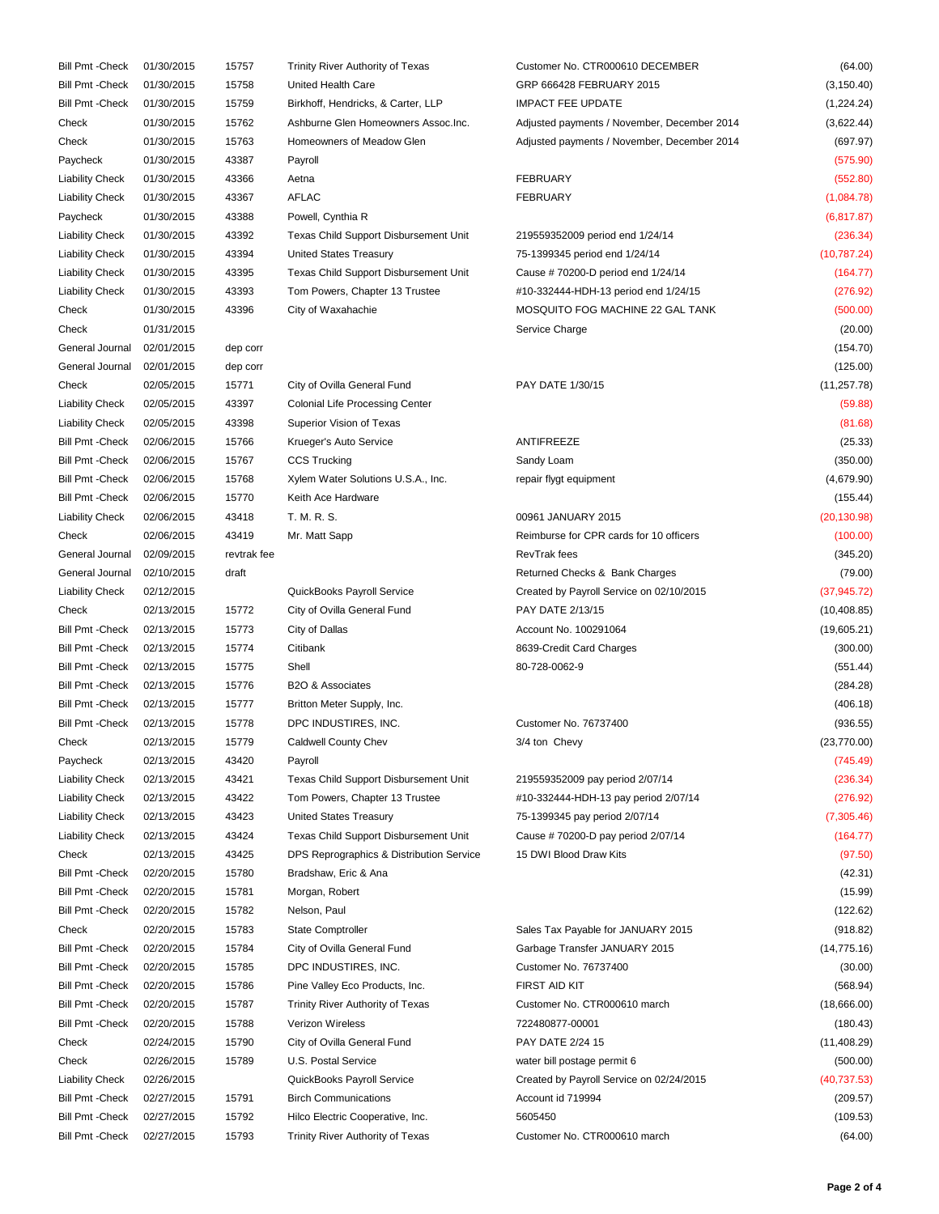| | | | | | |
|---|---|---|---|---|---|
| Bill Pmt -Check | 01/30/2015 | 15757 | Trinity River Authority of Texas | Customer No. CTR000610 DECEMBER | (64.00) |
| Bill Pmt -Check | 01/30/2015 | 15758 | United Health Care | GRP 666428 FEBRUARY 2015 | (3,150.40) |
| Bill Pmt -Check | 01/30/2015 | 15759 | Birkhoff, Hendricks, & Carter, LLP | IMPACT FEE UPDATE | (1,224.24) |
| Check | 01/30/2015 | 15762 | Ashburne Glen Homeowners Assoc.Inc. | Adjusted payments / November, December 2014 | (3,622.44) |
| Check | 01/30/2015 | 15763 | Homeowners of Meadow Glen | Adjusted payments / November, December 2014 | (697.97) |
| Paycheck | 01/30/2015 | 43387 | Payroll | | (575.90) |
| Liability Check | 01/30/2015 | 43366 | Aetna | FEBRUARY | (552.80) |
| Liability Check | 01/30/2015 | 43367 | AFLAC | FEBRUARY | (1,084.78) |
| Paycheck | 01/30/2015 | 43388 | Powell, Cynthia R | | (6,817.87) |
| Liability Check | 01/30/2015 | 43392 | Texas Child Support Disbursement Unit | 219559352009 period end 1/24/14 | (236.34) |
| Liability Check | 01/30/2015 | 43394 | United States Treasury | 75-1399345 period end 1/24/14 | (10,787.24) |
| Liability Check | 01/30/2015 | 43395 | Texas Child Support Disbursement Unit | Cause # 70200-D period end 1/24/14 | (164.77) |
| Liability Check | 01/30/2015 | 43393 | Tom Powers, Chapter 13 Trustee | #10-332444-HDH-13 period end 1/24/15 | (276.92) |
| Check | 01/30/2015 | 43396 | City of Waxahachie | MOSQUITO FOG MACHINE 22 GAL TANK | (500.00) |
| Check | 01/31/2015 | | | Service Charge | (20.00) |
| General Journal | 02/01/2015 | dep corr | | | (154.70) |
| General Journal | 02/01/2015 | dep corr | | | (125.00) |
| Check | 02/05/2015 | 15771 | City of Ovilla General Fund | PAY DATE 1/30/15 | (11,257.78) |
| Liability Check | 02/05/2015 | 43397 | Colonial Life Processing Center | | (59.88) |
| Liability Check | 02/05/2015 | 43398 | Superior Vision of Texas | | (81.68) |
| Bill Pmt -Check | 02/06/2015 | 15766 | Krueger's Auto Service | ANTIFREEZE | (25.33) |
| Bill Pmt -Check | 02/06/2015 | 15767 | CCS Trucking | Sandy Loam | (350.00) |
| Bill Pmt -Check | 02/06/2015 | 15768 | Xylem Water Solutions U.S.A., Inc. | repair flygt equipment | (4,679.90) |
| Bill Pmt -Check | 02/06/2015 | 15770 | Keith Ace Hardware | | (155.44) |
| Liability Check | 02/06/2015 | 43418 | T. M. R. S. | 00961 JANUARY 2015 | (20,130.98) |
| Check | 02/06/2015 | 43419 | Mr. Matt Sapp | Reimburse for CPR cards for 10 officers | (100.00) |
| General Journal | 02/09/2015 | revtrak fee | | RevTrak fees | (345.20) |
| General Journal | 02/10/2015 | draft | | Returned Checks & Bank Charges | (79.00) |
| Liability Check | 02/12/2015 | | QuickBooks Payroll Service | Created by Payroll Service on 02/10/2015 | (37,945.72) |
| Check | 02/13/2015 | 15772 | City of Ovilla General Fund | PAY DATE 2/13/15 | (10,408.85) |
| Bill Pmt -Check | 02/13/2015 | 15773 | City of Dallas | Account No. 100291064 | (19,605.21) |
| Bill Pmt -Check | 02/13/2015 | 15774 | Citibank | 8639-Credit Card Charges | (300.00) |
| Bill Pmt -Check | 02/13/2015 | 15775 | Shell | 80-728-0062-9 | (551.44) |
| Bill Pmt -Check | 02/13/2015 | 15776 | B2O & Associates | | (284.28) |
| Bill Pmt -Check | 02/13/2015 | 15777 | Britton Meter Supply, Inc. | | (406.18) |
| Bill Pmt -Check | 02/13/2015 | 15778 | DPC INDUSTIRES, INC. | Customer No. 76737400 | (936.55) |
| Check | 02/13/2015 | 15779 | Caldwell County Chev | 3/4 ton Chevy | (23,770.00) |
| Paycheck | 02/13/2015 | 43420 | Payroll | | (745.49) |
| Liability Check | 02/13/2015 | 43421 | Texas Child Support Disbursement Unit | 219559352009 pay period 2/07/14 | (236.34) |
| Liability Check | 02/13/2015 | 43422 | Tom Powers, Chapter 13 Trustee | #10-332444-HDH-13 pay period 2/07/14 | (276.92) |
| Liability Check | 02/13/2015 | 43423 | United States Treasury | 75-1399345 pay period 2/07/14 | (7,305.46) |
| Liability Check | 02/13/2015 | 43424 | Texas Child Support Disbursement Unit | Cause # 70200-D pay period 2/07/14 | (164.77) |
| Check | 02/13/2015 | 43425 | DPS Reprographics & Distribution Service | 15 DWI Blood Draw Kits | (97.50) |
| Bill Pmt -Check | 02/20/2015 | 15780 | Bradshaw, Eric & Ana | | (42.31) |
| Bill Pmt -Check | 02/20/2015 | 15781 | Morgan, Robert | | (15.99) |
| Bill Pmt -Check | 02/20/2015 | 15782 | Nelson, Paul | | (122.62) |
| Check | 02/20/2015 | 15783 | State Comptroller | Sales Tax Payable for JANUARY 2015 | (918.82) |
| Bill Pmt -Check | 02/20/2015 | 15784 | City of Ovilla General Fund | Garbage Transfer JANUARY 2015 | (14,775.16) |
| Bill Pmt -Check | 02/20/2015 | 15785 | DPC INDUSTIRES, INC. | Customer No. 76737400 | (30.00) |
| Bill Pmt -Check | 02/20/2015 | 15786 | Pine Valley Eco Products, Inc. | FIRST AID KIT | (568.94) |
| Bill Pmt -Check | 02/20/2015 | 15787 | Trinity River Authority of Texas | Customer No. CTR000610 march | (18,666.00) |
| Bill Pmt -Check | 02/20/2015 | 15788 | Verizon Wireless | 722480877-00001 | (180.43) |
| Check | 02/24/2015 | 15790 | City of Ovilla General Fund | PAY DATE 2/24 15 | (11,408.29) |
| Check | 02/26/2015 | 15789 | U.S. Postal Service | water bill postage permit 6 | (500.00) |
| Liability Check | 02/26/2015 | | QuickBooks Payroll Service | Created by Payroll Service on 02/24/2015 | (40,737.53) |
| Bill Pmt -Check | 02/27/2015 | 15791 | Birch Communications | Account id 719994 | (209.57) |
| Bill Pmt -Check | 02/27/2015 | 15792 | Hilco Electric Cooperative, Inc. | 5605450 | (109.53) |
| Bill Pmt -Check | 02/27/2015 | 15793 | Trinity River Authority of Texas | Customer No. CTR000610 march | (64.00) |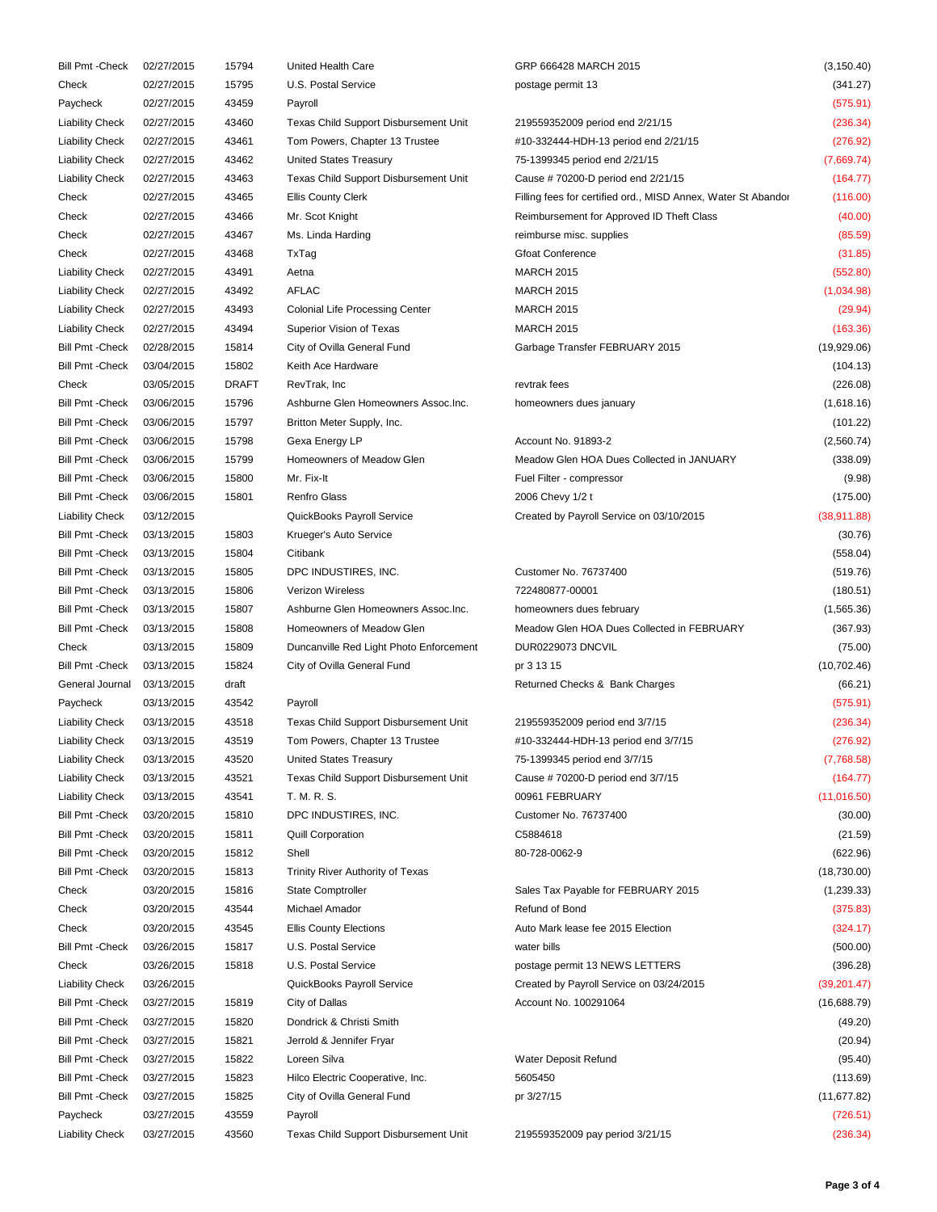| Type | Date | Num | Name | Memo | Amount |
|---|---|---|---|---|---|
| Bill Pmt -Check | 02/27/2015 | 15794 | United Health Care | GRP 666428 MARCH 2015 | (3,150.40) |
| Check | 02/27/2015 | 15795 | U.S. Postal Service | postage permit 13 | (341.27) |
| Paycheck | 02/27/2015 | 43459 | Payroll | | (575.91) |
| Liability Check | 02/27/2015 | 43460 | Texas Child Support Disbursement Unit | 219559352009 period end 2/21/15 | (236.34) |
| Liability Check | 02/27/2015 | 43461 | Tom Powers, Chapter 13 Trustee | #10-332444-HDH-13 period end 2/21/15 | (276.92) |
| Liability Check | 02/27/2015 | 43462 | United States Treasury | 75-1399345 period end 2/21/15 | (7,669.74) |
| Liability Check | 02/27/2015 | 43463 | Texas Child Support Disbursement Unit | Cause # 70200-D period end 2/21/15 | (164.77) |
| Check | 02/27/2015 | 43465 | Ellis County Clerk | Filling fees for certified ord., MISD Annex, Water St Abandor | (116.00) |
| Check | 02/27/2015 | 43466 | Mr. Scot Knight | Reimbursement for Approved ID Theft Class | (40.00) |
| Check | 02/27/2015 | 43467 | Ms. Linda Harding | reimburse misc. supplies | (85.59) |
| Check | 02/27/2015 | 43468 | TxTag | Gfoat Conference | (31.85) |
| Liability Check | 02/27/2015 | 43491 | Aetna | MARCH 2015 | (552.80) |
| Liability Check | 02/27/2015 | 43492 | AFLAC | MARCH 2015 | (1,034.98) |
| Liability Check | 02/27/2015 | 43493 | Colonial Life Processing Center | MARCH 2015 | (29.94) |
| Liability Check | 02/27/2015 | 43494 | Superior Vision of Texas | MARCH 2015 | (163.36) |
| Bill Pmt -Check | 02/28/2015 | 15814 | City of Ovilla General Fund | Garbage Transfer FEBRUARY 2015 | (19,929.06) |
| Bill Pmt -Check | 03/04/2015 | 15802 | Keith Ace Hardware | | (104.13) |
| Check | 03/05/2015 | DRAFT | RevTrak, Inc | revtrak fees | (226.08) |
| Bill Pmt -Check | 03/06/2015 | 15796 | Ashburne Glen Homeowners Assoc.Inc. | homeowners dues january | (1,618.16) |
| Bill Pmt -Check | 03/06/2015 | 15797 | Britton Meter Supply, Inc. | | (101.22) |
| Bill Pmt -Check | 03/06/2015 | 15798 | Gexa Energy LP | Account No. 91893-2 | (2,560.74) |
| Bill Pmt -Check | 03/06/2015 | 15799 | Homeowners of Meadow Glen | Meadow Glen HOA Dues Collected in JANUARY | (338.09) |
| Bill Pmt -Check | 03/06/2015 | 15800 | Mr. Fix-It | Fuel Filter - compressor | (9.98) |
| Bill Pmt -Check | 03/06/2015 | 15801 | Renfro Glass | 2006 Chevy 1/2 t | (175.00) |
| Liability Check | 03/12/2015 | | QuickBooks Payroll Service | Created by Payroll Service on 03/10/2015 | (38,911.88) |
| Bill Pmt -Check | 03/13/2015 | 15803 | Krueger's Auto Service | | (30.76) |
| Bill Pmt -Check | 03/13/2015 | 15804 | Citibank | | (558.04) |
| Bill Pmt -Check | 03/13/2015 | 15805 | DPC INDUSTIRES, INC. | Customer No. 76737400 | (519.76) |
| Bill Pmt -Check | 03/13/2015 | 15806 | Verizon Wireless | 722480877-00001 | (180.51) |
| Bill Pmt -Check | 03/13/2015 | 15807 | Ashburne Glen Homeowners Assoc.Inc. | homeowners dues february | (1,565.36) |
| Bill Pmt -Check | 03/13/2015 | 15808 | Homeowners of Meadow Glen | Meadow Glen HOA Dues Collected in FEBRUARY | (367.93) |
| Check | 03/13/2015 | 15809 | Duncanville Red Light Photo Enforcement | DUR0229073 DNCVIL | (75.00) |
| Bill Pmt -Check | 03/13/2015 | 15824 | City of Ovilla General Fund | pr 3 13 15 | (10,702.46) |
| General Journal | 03/13/2015 | draft | | Returned Checks & Bank Charges | (66.21) |
| Paycheck | 03/13/2015 | 43542 | Payroll | | (575.91) |
| Liability Check | 03/13/2015 | 43518 | Texas Child Support Disbursement Unit | 219559352009 period end 3/7/15 | (236.34) |
| Liability Check | 03/13/2015 | 43519 | Tom Powers, Chapter 13 Trustee | #10-332444-HDH-13 period end 3/7/15 | (276.92) |
| Liability Check | 03/13/2015 | 43520 | United States Treasury | 75-1399345 period end 3/7/15 | (7,768.58) |
| Liability Check | 03/13/2015 | 43521 | Texas Child Support Disbursement Unit | Cause # 70200-D period end 3/7/15 | (164.77) |
| Liability Check | 03/13/2015 | 43541 | T. M. R. S. | 00961 FEBRUARY | (11,016.50) |
| Bill Pmt -Check | 03/20/2015 | 15810 | DPC INDUSTIRES, INC. | Customer No. 76737400 | (30.00) |
| Bill Pmt -Check | 03/20/2015 | 15811 | Quill Corporation | C5884618 | (21.59) |
| Bill Pmt -Check | 03/20/2015 | 15812 | Shell | 80-728-0062-9 | (622.96) |
| Bill Pmt -Check | 03/20/2015 | 15813 | Trinity River Authority of Texas | | (18,730.00) |
| Check | 03/20/2015 | 15816 | State Comptroller | Sales Tax Payable for FEBRUARY 2015 | (1,239.33) |
| Check | 03/20/2015 | 43544 | Michael Amador | Refund of Bond | (375.83) |
| Check | 03/20/2015 | 43545 | Ellis County Elections | Auto Mark lease fee 2015 Election | (324.17) |
| Bill Pmt -Check | 03/26/2015 | 15817 | U.S. Postal Service | water bills | (500.00) |
| Check | 03/26/2015 | 15818 | U.S. Postal Service | postage permit 13 NEWS LETTERS | (396.28) |
| Liability Check | 03/26/2015 | | QuickBooks Payroll Service | Created by Payroll Service on 03/24/2015 | (39,201.47) |
| Bill Pmt -Check | 03/27/2015 | 15819 | City of Dallas | Account No. 100291064 | (16,688.79) |
| Bill Pmt -Check | 03/27/2015 | 15820 | Dondrick & Christi Smith | | (49.20) |
| Bill Pmt -Check | 03/27/2015 | 15821 | Jerrold & Jennifer Fryar | | (20.94) |
| Bill Pmt -Check | 03/27/2015 | 15822 | Loreen Silva | Water Deposit Refund | (95.40) |
| Bill Pmt -Check | 03/27/2015 | 15823 | Hilco Electric Cooperative, Inc. | 5605450 | (113.69) |
| Bill Pmt -Check | 03/27/2015 | 15825 | City of Ovilla General Fund | pr 3/27/15 | (11,677.82) |
| Paycheck | 03/27/2015 | 43559 | Payroll | | (726.51) |
| Liability Check | 03/27/2015 | 43560 | Texas Child Support Disbursement Unit | 219559352009 pay period 3/21/15 | (236.34) |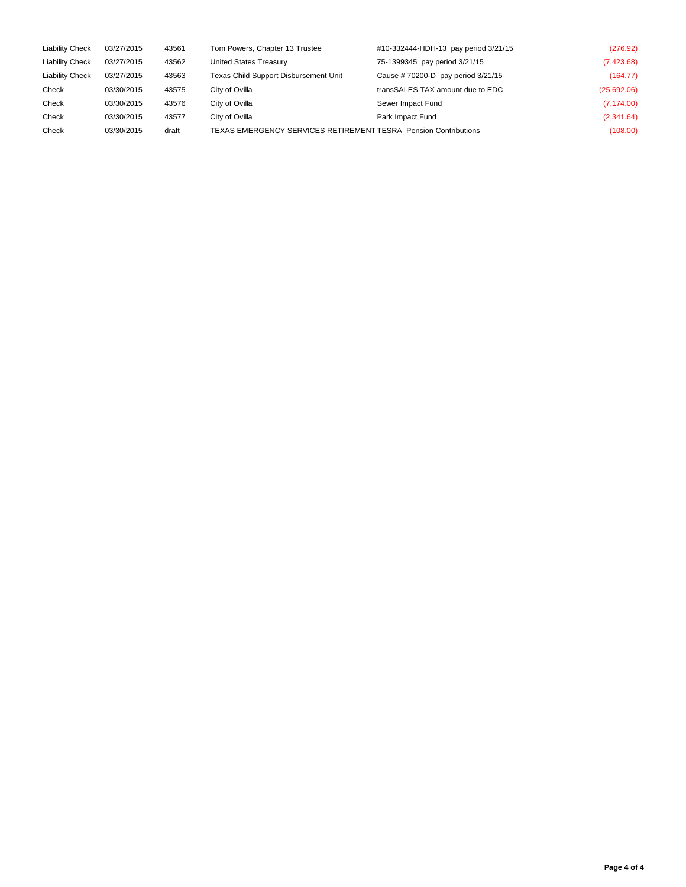| | | | | | |
|---|---|---|---|---|---|
| Liability Check | 03/27/2015 | 43561 | Tom Powers, Chapter 13 Trustee | #10-332444-HDH-13 pay period 3/21/15 | (276.92) |
| Liability Check | 03/27/2015 | 43562 | United States Treasury | 75-1399345 pay period 3/21/15 | (7,423.68) |
| Liability Check | 03/27/2015 | 43563 | Texas Child Support Disbursement Unit | Cause # 70200-D pay period 3/21/15 | (164.77) |
| Check | 03/30/2015 | 43575 | City of Ovilla | transSALES TAX amount due to EDC | (25,692.06) |
| Check | 03/30/2015 | 43576 | City of Ovilla | Sewer Impact Fund | (7,174.00) |
| Check | 03/30/2015 | 43577 | City of Ovilla | Park Impact Fund | (2,341.64) |
| Check | 03/30/2015 | draft | TEXAS EMERGENCY SERVICES RETIREMENT TESRA | Pension Contributions | (108.00) |